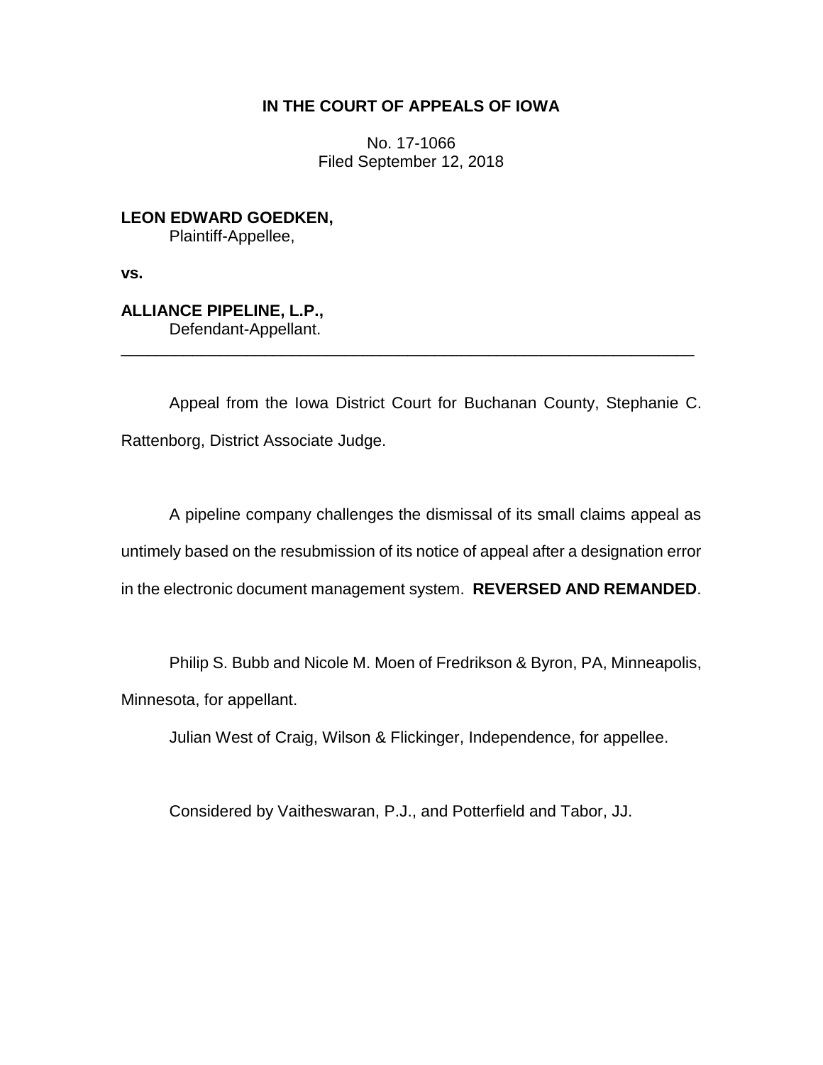**IN THE COURT OF APPEALS OF IOWA**

No. 17-1066
Filed September 12, 2018

**LEON EDWARD GOEDKEN,**
Plaintiff-Appellee,

**vs.**

**ALLIANCE PIPELINE, L.P.,**
Defendant-Appellant.

---

Appeal from the Iowa District Court for Buchanan County, Stephanie C. Rattenborg, District Associate Judge.

A pipeline company challenges the dismissal of its small claims appeal as untimely based on the resubmission of its notice of appeal after a designation error in the electronic document management system. **REVERSED AND REMANDED**.

Philip S. Bubb and Nicole M. Moen of Fredrikson & Byron, PA, Minneapolis, Minnesota, for appellant.

Julian West of Craig, Wilson & Flickinger, Independence, for appellee.

Considered by Vaitheswaran, P.J., and Potterfield and Tabor, JJ.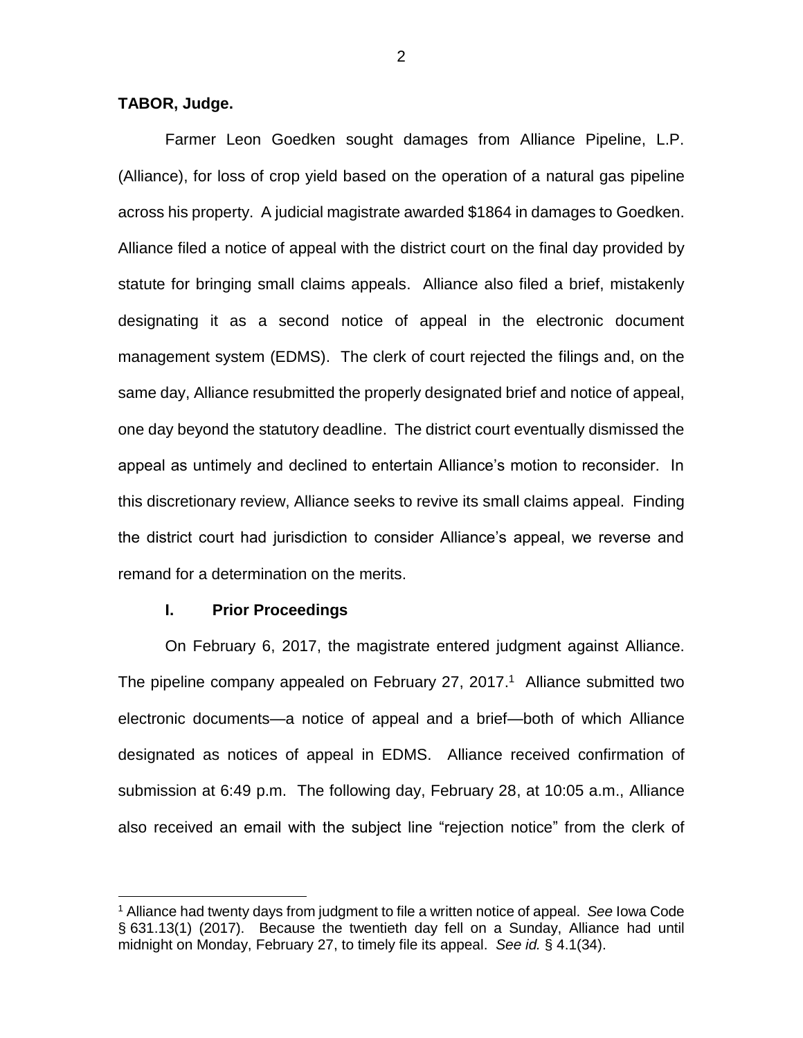**TABOR, Judge.**

Farmer Leon Goedken sought damages from Alliance Pipeline, L.P. (Alliance), for loss of crop yield based on the operation of a natural gas pipeline across his property. A judicial magistrate awarded $1864 in damages to Goedken. Alliance filed a notice of appeal with the district court on the final day provided by statute for bringing small claims appeals. Alliance also filed a brief, mistakenly designating it as a second notice of appeal in the electronic document management system (EDMS). The clerk of court rejected the filings and, on the same day, Alliance resubmitted the properly designated brief and notice of appeal, one day beyond the statutory deadline. The district court eventually dismissed the appeal as untimely and declined to entertain Alliance's motion to reconsider. In this discretionary review, Alliance seeks to revive its small claims appeal. Finding the district court had jurisdiction to consider Alliance's appeal, we reverse and remand for a determination on the merits.

## I. Prior Proceedings

On February 6, 2017, the magistrate entered judgment against Alliance. The pipeline company appealed on February 27, 2017.[1] Alliance submitted two electronic documents—a notice of appeal and a brief—both of which Alliance designated as notices of appeal in EDMS. Alliance received confirmation of submission at 6:49 p.m. The following day, February 28, at 10:05 a.m., Alliance also received an email with the subject line "rejection notice" from the clerk of

[1] Alliance had twenty days from judgment to file a written notice of appeal. *See* Iowa Code § 631.13(1) (2017). Because the twentieth day fell on a Sunday, Alliance had until midnight on Monday, February 27, to timely file its appeal. *See id.* § 4.1(34).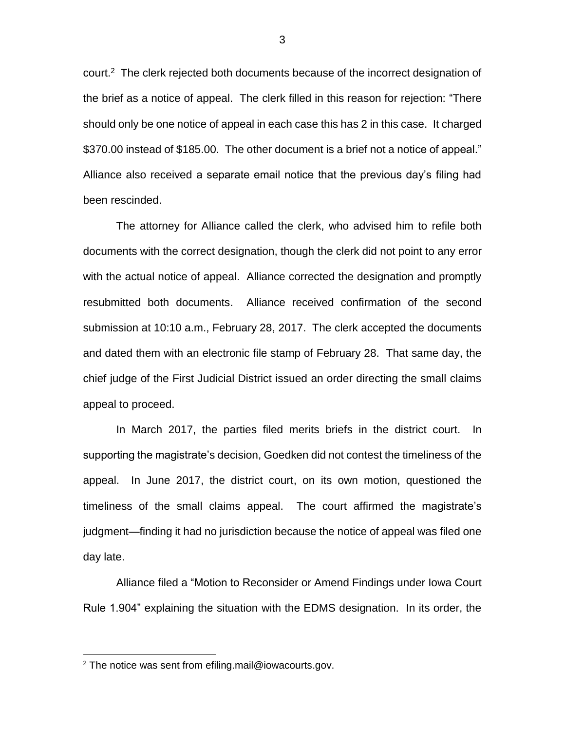court.[2] The clerk rejected both documents because of the incorrect designation of the brief as a notice of appeal. The clerk filled in this reason for rejection: "There should only be one notice of appeal in each case this has 2 in this case. It charged $370.00 instead of $185.00. The other document is a brief not a notice of appeal." Alliance also received a separate email notice that the previous day's filing had been rescinded.

The attorney for Alliance called the clerk, who advised him to refile both documents with the correct designation, though the clerk did not point to any error with the actual notice of appeal. Alliance corrected the designation and promptly resubmitted both documents. Alliance received confirmation of the second submission at 10:10 a.m., February 28, 2017. The clerk accepted the documents and dated them with an electronic file stamp of February 28. That same day, the chief judge of the First Judicial District issued an order directing the small claims appeal to proceed.

In March 2017, the parties filed merits briefs in the district court. In supporting the magistrate's decision, Goedken did not contest the timeliness of the appeal. In June 2017, the district court, on its own motion, questioned the timeliness of the small claims appeal. The court affirmed the magistrate's judgment—finding it had no jurisdiction because the notice of appeal was filed one day late.

Alliance filed a "Motion to Reconsider or Amend Findings under Iowa Court Rule 1.904" explaining the situation with the EDMS designation. In its order, the

[2] The notice was sent from efiling.mail@iowacourts.gov.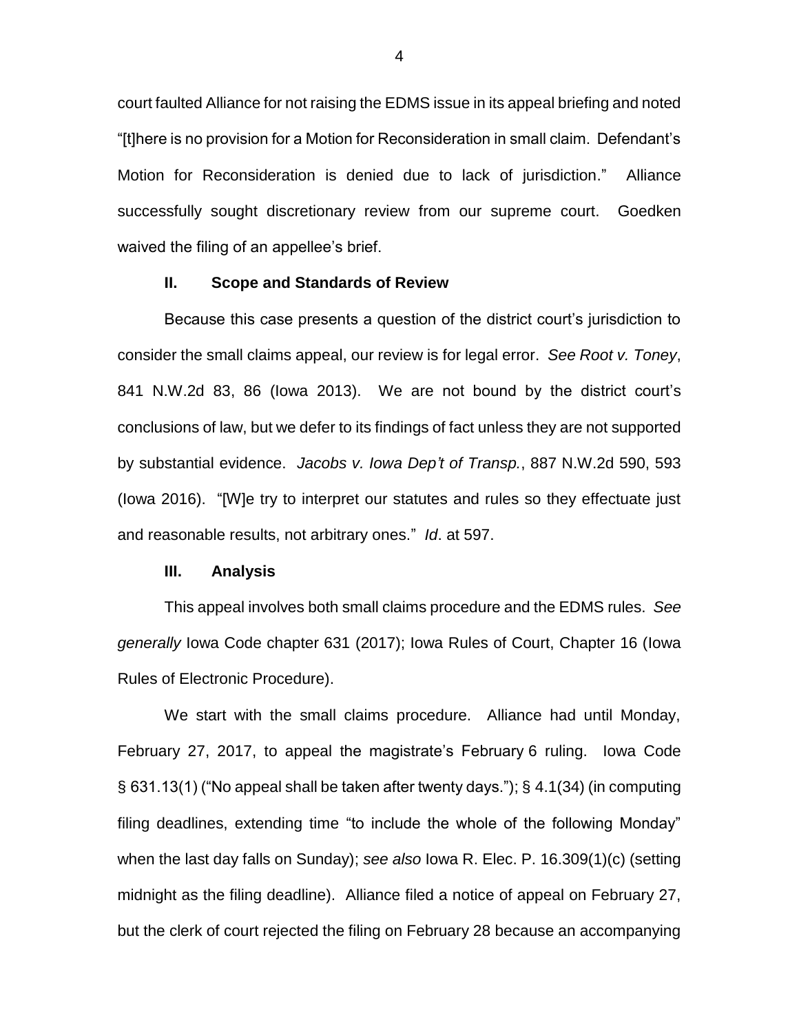court faulted Alliance for not raising the EDMS issue in its appeal briefing and noted "[t]here is no provision for a Motion for Reconsideration in small claim. Defendant's Motion for Reconsideration is denied due to lack of jurisdiction." Alliance successfully sought discretionary review from our supreme court. Goedken waived the filing of an appellee's brief.

## II. Scope and Standards of Review

Because this case presents a question of the district court's jurisdiction to consider the small claims appeal, our review is for legal error. *See Root v. Toney*, 841 N.W.2d 83, 86 (Iowa 2013). We are not bound by the district court's conclusions of law, but we defer to its findings of fact unless they are not supported by substantial evidence. *Jacobs v. Iowa Dep't of Transp.*, 887 N.W.2d 590, 593 (Iowa 2016). "[W]e try to interpret our statutes and rules so they effectuate just and reasonable results, not arbitrary ones." *Id*. at 597.

## III. Analysis

This appeal involves both small claims procedure and the EDMS rules. *See generally* Iowa Code chapter 631 (2017); Iowa Rules of Court, Chapter 16 (Iowa Rules of Electronic Procedure).

We start with the small claims procedure. Alliance had until Monday, February 27, 2017, to appeal the magistrate's February 6 ruling. Iowa Code § 631.13(1) ("No appeal shall be taken after twenty days."); § 4.1(34) (in computing filing deadlines, extending time "to include the whole of the following Monday" when the last day falls on Sunday); *see also* Iowa R. Elec. P. 16.309(1)(c) (setting midnight as the filing deadline). Alliance filed a notice of appeal on February 27, but the clerk of court rejected the filing on February 28 because an accompanying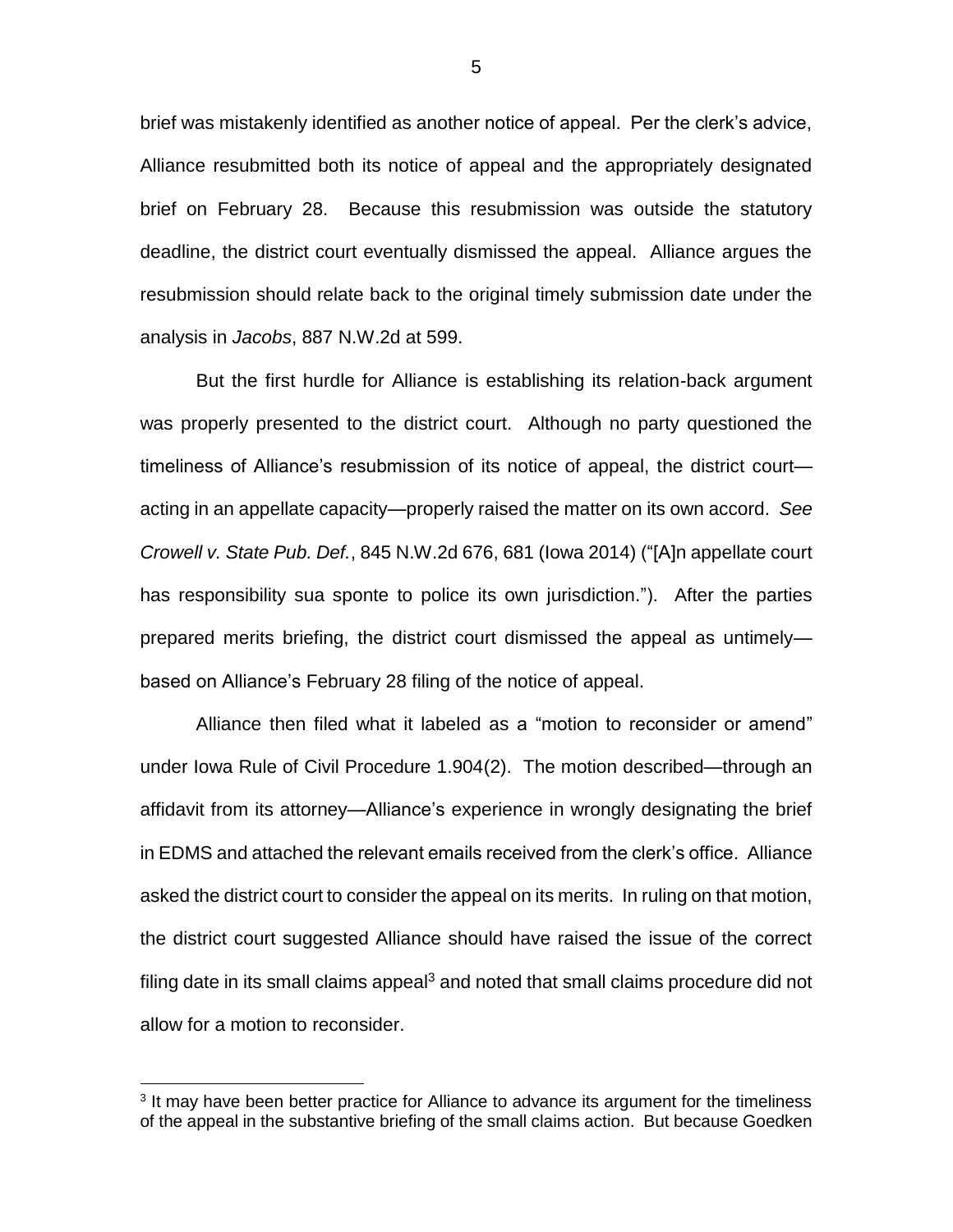brief was mistakenly identified as another notice of appeal. Per the clerk's advice, Alliance resubmitted both its notice of appeal and the appropriately designated brief on February 28. Because this resubmission was outside the statutory deadline, the district court eventually dismissed the appeal. Alliance argues the resubmission should relate back to the original timely submission date under the analysis in *Jacobs*, 887 N.W.2d at 599.

But the first hurdle for Alliance is establishing its relation-back argument was properly presented to the district court. Although no party questioned the timeliness of Alliance's resubmission of its notice of appeal, the district court—acting in an appellate capacity—properly raised the matter on its own accord. *See Crowell v. State Pub. Def.*, 845 N.W.2d 676, 681 (Iowa 2014) ("[A]n appellate court has responsibility sua sponte to police its own jurisdiction."). After the parties prepared merits briefing, the district court dismissed the appeal as untimely—based on Alliance's February 28 filing of the notice of appeal.

Alliance then filed what it labeled as a "motion to reconsider or amend" under Iowa Rule of Civil Procedure 1.904(2). The motion described—through an affidavit from its attorney—Alliance's experience in wrongly designating the brief in EDMS and attached the relevant emails received from the clerk's office. Alliance asked the district court to consider the appeal on its merits. In ruling on that motion, the district court suggested Alliance should have raised the issue of the correct filing date in its small claims appeal[3] and noted that small claims procedure did not allow for a motion to reconsider.

[3] It may have been better practice for Alliance to advance its argument for the timeliness of the appeal in the substantive briefing of the small claims action. But because Goedken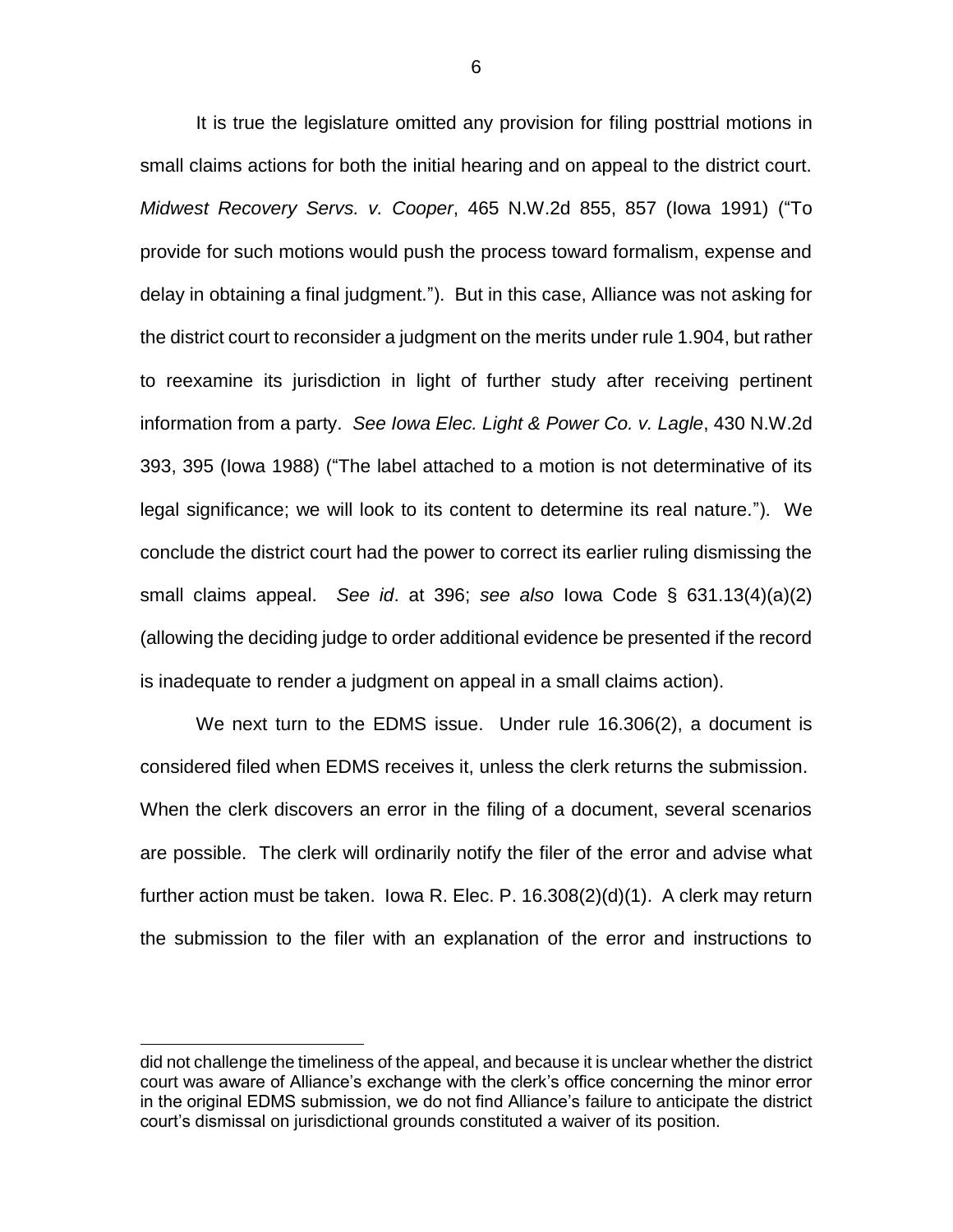It is true the legislature omitted any provision for filing posttrial motions in small claims actions for both the initial hearing and on appeal to the district court. *Midwest Recovery Servs. v. Cooper*, 465 N.W.2d 855, 857 (Iowa 1991) ("To provide for such motions would push the process toward formalism, expense and delay in obtaining a final judgment."). But in this case, Alliance was not asking for the district court to reconsider a judgment on the merits under rule 1.904, but rather to reexamine its jurisdiction in light of further study after receiving pertinent information from a party. *See Iowa Elec. Light & Power Co. v. Lagle*, 430 N.W.2d 393, 395 (Iowa 1988) ("The label attached to a motion is not determinative of its legal significance; we will look to its content to determine its real nature."). We conclude the district court had the power to correct its earlier ruling dismissing the small claims appeal. *See id*. at 396; *see also* Iowa Code § 631.13(4)(a)(2) (allowing the deciding judge to order additional evidence be presented if the record is inadequate to render a judgment on appeal in a small claims action).

We next turn to the EDMS issue. Under rule 16.306(2), a document is considered filed when EDMS receives it, unless the clerk returns the submission. When the clerk discovers an error in the filing of a document, several scenarios are possible. The clerk will ordinarily notify the filer of the error and advise what further action must be taken. Iowa R. Elec. P. 16.308(2)(d)(1). A clerk may return the submission to the filer with an explanation of the error and instructions to

did not challenge the timeliness of the appeal, and because it is unclear whether the district court was aware of Alliance's exchange with the clerk's office concerning the minor error in the original EDMS submission, we do not find Alliance's failure to anticipate the district court's dismissal on jurisdictional grounds constituted a waiver of its position.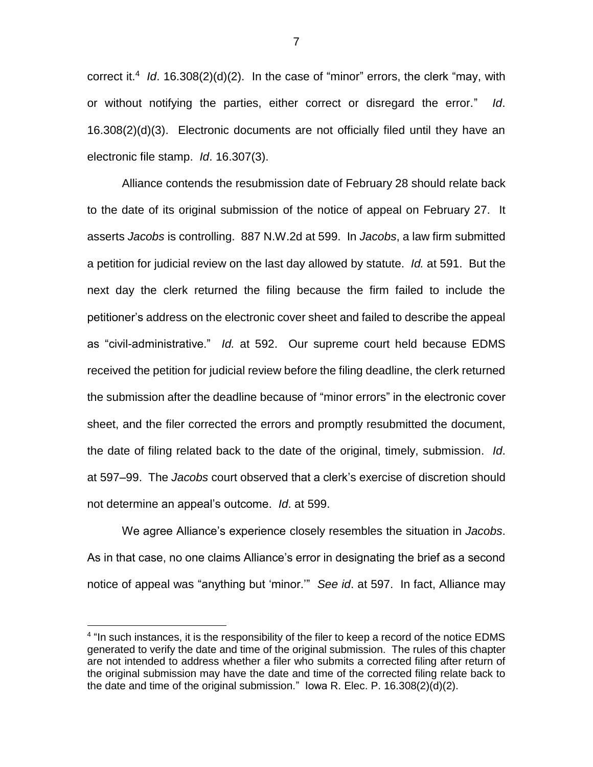correct it.[4] *Id*. 16.308(2)(d)(2). In the case of "minor" errors, the clerk "may, with or without notifying the parties, either correct or disregard the error." *Id*. 16.308(2)(d)(3). Electronic documents are not officially filed until they have an electronic file stamp. *Id*. 16.307(3).

Alliance contends the resubmission date of February 28 should relate back to the date of its original submission of the notice of appeal on February 27. It asserts *Jacobs* is controlling. 887 N.W.2d at 599. In *Jacobs*, a law firm submitted a petition for judicial review on the last day allowed by statute. *Id.* at 591. But the next day the clerk returned the filing because the firm failed to include the petitioner's address on the electronic cover sheet and failed to describe the appeal as "civil-administrative." *Id.* at 592. Our supreme court held because EDMS received the petition for judicial review before the filing deadline, the clerk returned the submission after the deadline because of "minor errors" in the electronic cover sheet, and the filer corrected the errors and promptly resubmitted the document, the date of filing related back to the date of the original, timely, submission. *Id*. at 597–99. The *Jacobs* court observed that a clerk's exercise of discretion should not determine an appeal's outcome. *Id*. at 599.

We agree Alliance's experience closely resembles the situation in *Jacobs*. As in that case, no one claims Alliance's error in designating the brief as a second notice of appeal was "anything but 'minor.'" *See id*. at 597. In fact, Alliance may

---

[4] "In such instances, it is the responsibility of the filer to keep a record of the notice EDMS generated to verify the date and time of the original submission. The rules of this chapter are not intended to address whether a filer who submits a corrected filing after return of the original submission may have the date and time of the corrected filing relate back to the date and time of the original submission." Iowa R. Elec. P. 16.308(2)(d)(2).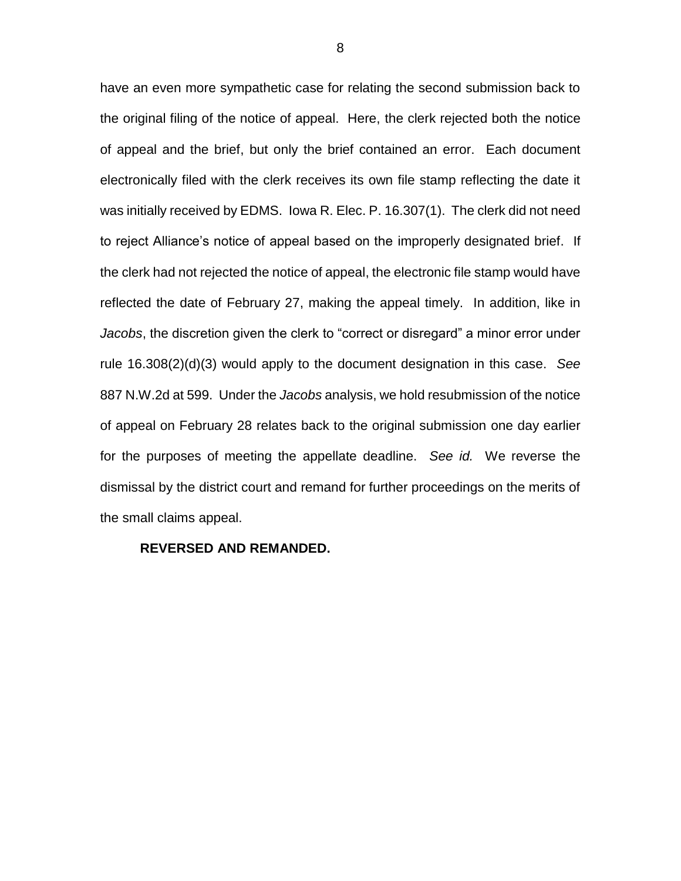have an even more sympathetic case for relating the second submission back to the original filing of the notice of appeal. Here, the clerk rejected both the notice of appeal and the brief, but only the brief contained an error. Each document electronically filed with the clerk receives its own file stamp reflecting the date it was initially received by EDMS. Iowa R. Elec. P. 16.307(1). The clerk did not need to reject Alliance's notice of appeal based on the improperly designated brief. If the clerk had not rejected the notice of appeal, the electronic file stamp would have reflected the date of February 27, making the appeal timely. In addition, like in *Jacobs*, the discretion given the clerk to "correct or disregard" a minor error under rule 16.308(2)(d)(3) would apply to the document designation in this case. *See* 887 N.W.2d at 599. Under the *Jacobs* analysis, we hold resubmission of the notice of appeal on February 28 relates back to the original submission one day earlier for the purposes of meeting the appellate deadline. *See id.* We reverse the dismissal by the district court and remand for further proceedings on the merits of the small claims appeal.

**REVERSED AND REMANDED.**